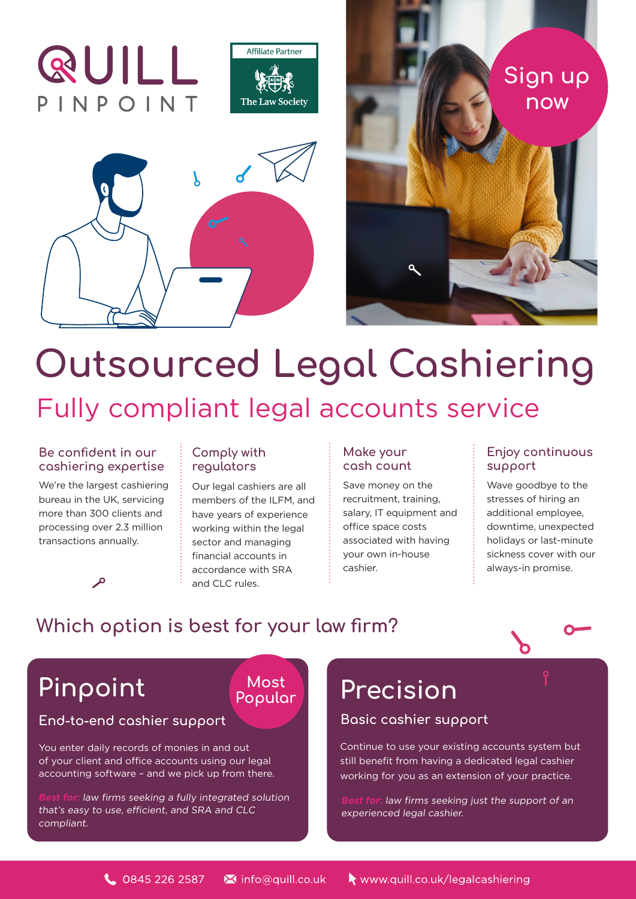QUILL PINPOINT

Affiliate Partner
The Law Society

Sign up now

# Outsourced Legal Cashiering

## Fully compliant legal accounts service

### Be confident in our cashiering expertise

We're the largest cashiering bureau in the UK, servicing more than 300 clients and processing over 2.3 million transactions annually.

### Comply with regulators

Our legal cashiers are all members of the ILFM, and have years of experience working within the legal sector and managing financial accounts in accordance with SRA and CLC rules.

### Make your cash count

Save money on the recruitment, training, salary, IT equipment and office space costs associated with having your own in-house cashier.

### Enjoy continuous support

Wave goodbye to the stresses of hiring an additional employee, downtime, unexpected holidays or last-minute sickness cover with our always-in promise.

## Which option is best for your law firm?

### Pinpoint

Most Popular

#### End-to-end cashier support

You enter daily records of monies in and out of your client and office accounts using our legal accounting software – and we pick up from there.

*Best for: law firms seeking a fully integrated solution that's easy to use, efficient, and SRA and CLC compliant.*

### Precision

#### Basic cashier support

Continue to use your existing accounts system but still benefit from having a dedicated legal cashier working for you as an extension of your practice.

*Best for: law firms seeking just the support of an experienced legal cashier.*

0845 226 2587 info@quill.co.uk www.quill.co.uk/legalcashiering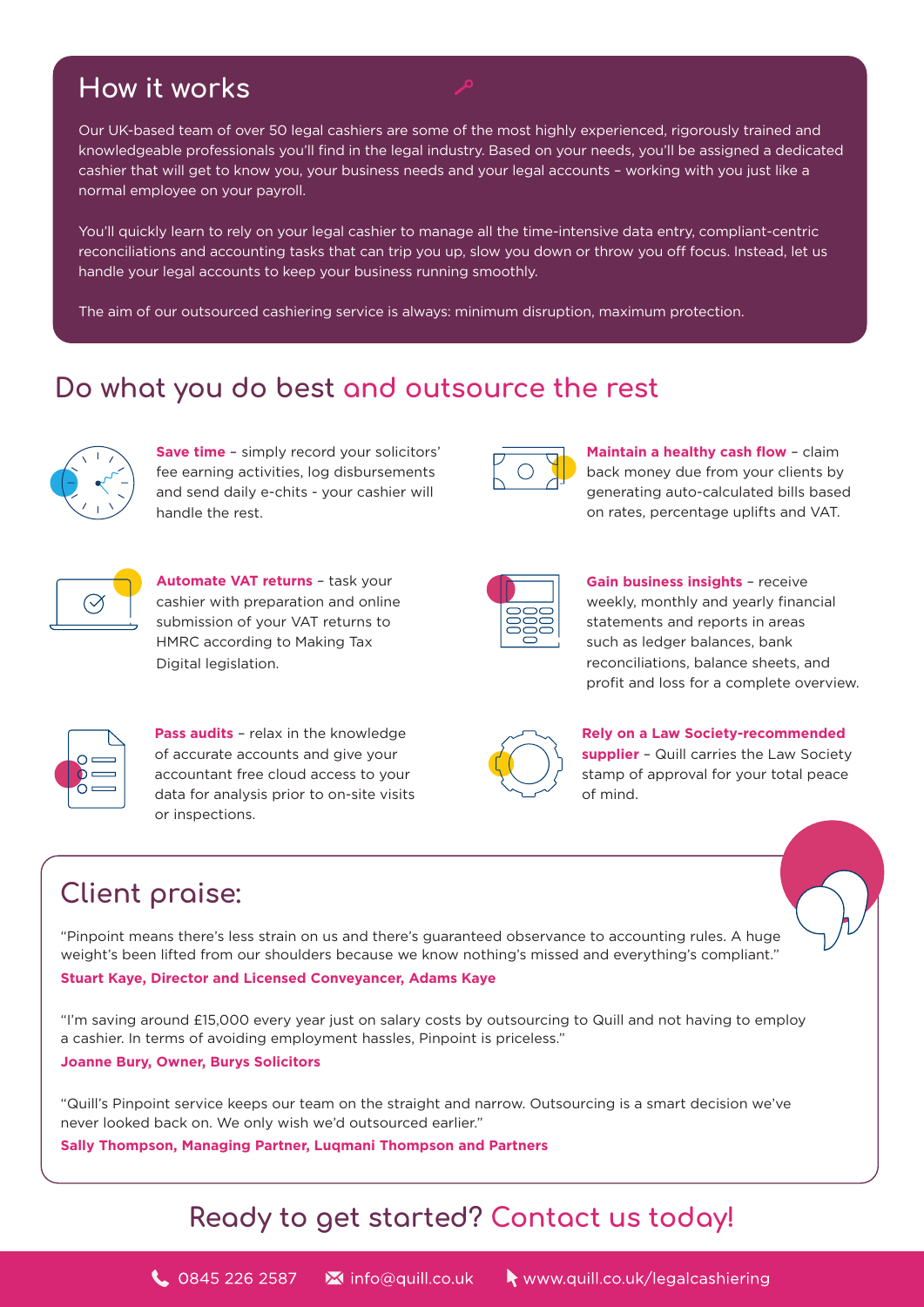## How it works

Our UK-based team of over 50 legal cashiers are some of the most highly experienced, rigorously trained and knowledgeable professionals you'll find in the legal industry. Based on your needs, you'll be assigned a dedicated cashier that will get to know you, your business needs and your legal accounts – working with you just like a normal employee on your payroll.

You'll quickly learn to rely on your legal cashier to manage all the time-intensive data entry, compliant-centric reconciliations and accounting tasks that can trip you up, slow you down or throw you off focus. Instead, let us handle your legal accounts to keep your business running smoothly.

The aim of our outsourced cashiering service is always: minimum disruption, maximum protection.

## Do what you do best and outsource the rest

**Save time** – simply record your solicitors' fee earning activities, log disbursements and send daily e-chits - your cashier will handle the rest.

**Maintain a healthy cash flow** – claim back money due from your clients by generating auto-calculated bills based on rates, percentage uplifts and VAT.

**Automate VAT returns** – task your cashier with preparation and online submission of your VAT returns to HMRC according to Making Tax Digital legislation.

**Gain business insights** – receive weekly, monthly and yearly financial statements and reports in areas such as ledger balances, bank reconciliations, balance sheets, and profit and loss for a complete overview.

**Pass audits** – relax in the knowledge of accurate accounts and give your accountant free cloud access to your data for analysis prior to on-site visits or inspections.

**Rely on a Law Society-recommended supplier** – Quill carries the Law Society stamp of approval for your total peace of mind.

## Client praise:

"Pinpoint means there's less strain on us and there's guaranteed observance to accounting rules. A huge weight's been lifted from our shoulders because we know nothing's missed and everything's compliant."

**Stuart Kaye, Director and Licensed Conveyancer, Adams Kaye**

"I'm saving around £15,000 every year just on salary costs by outsourcing to Quill and not having to employ a cashier. In terms of avoiding employment hassles, Pinpoint is priceless."

**Joanne Bury, Owner, Burys Solicitors**

"Quill's Pinpoint service keeps our team on the straight and narrow. Outsourcing is a smart decision we've never looked back on. We only wish we'd outsourced earlier."

**Sally Thompson, Managing Partner, Luqmani Thompson and Partners**

## Ready to get started? Contact us today!

0845 226 2587 info@quill.co.uk www.quill.co.uk/legalcashiering